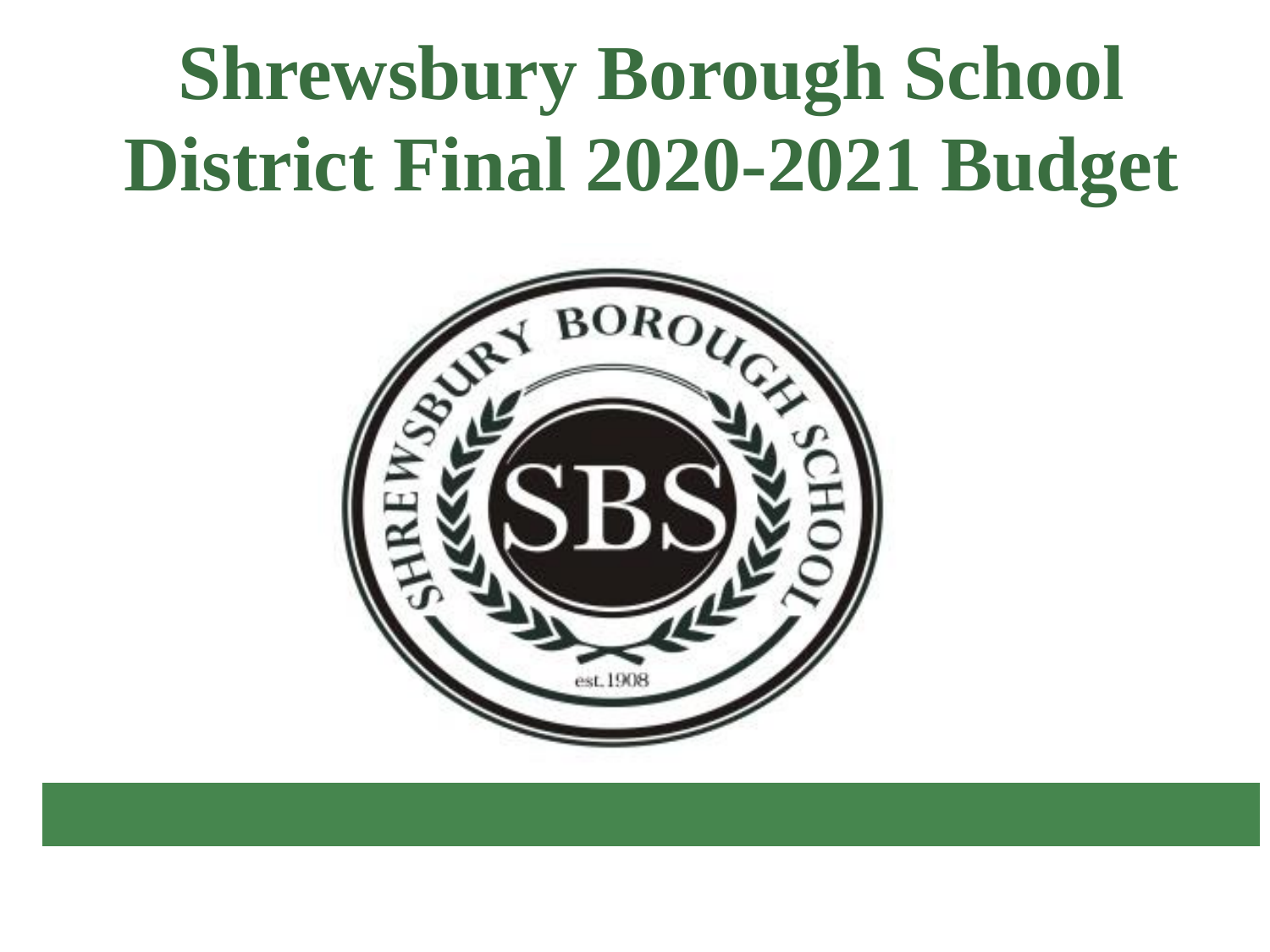# Shrewsbury Borough School District Final 2020-2021 Budget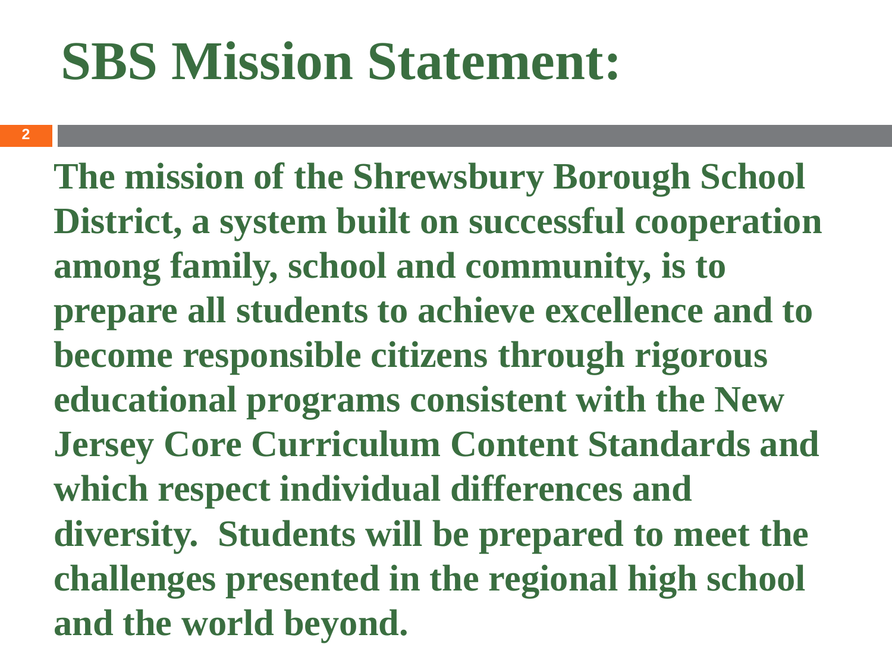# SBS Mission Statement:

**The mission of the Shrewsbury Borough School District, a system built on successful cooperation among family, school and community, is to prepare all students to achieve excellence and to become responsible citizens through rigorous educational programs consistent with the New Jersey Core Curriculum Content Standards and which respect individual differences and diversity. Students will be prepared to meet the challenges presented in the regional high school and the world beyond.**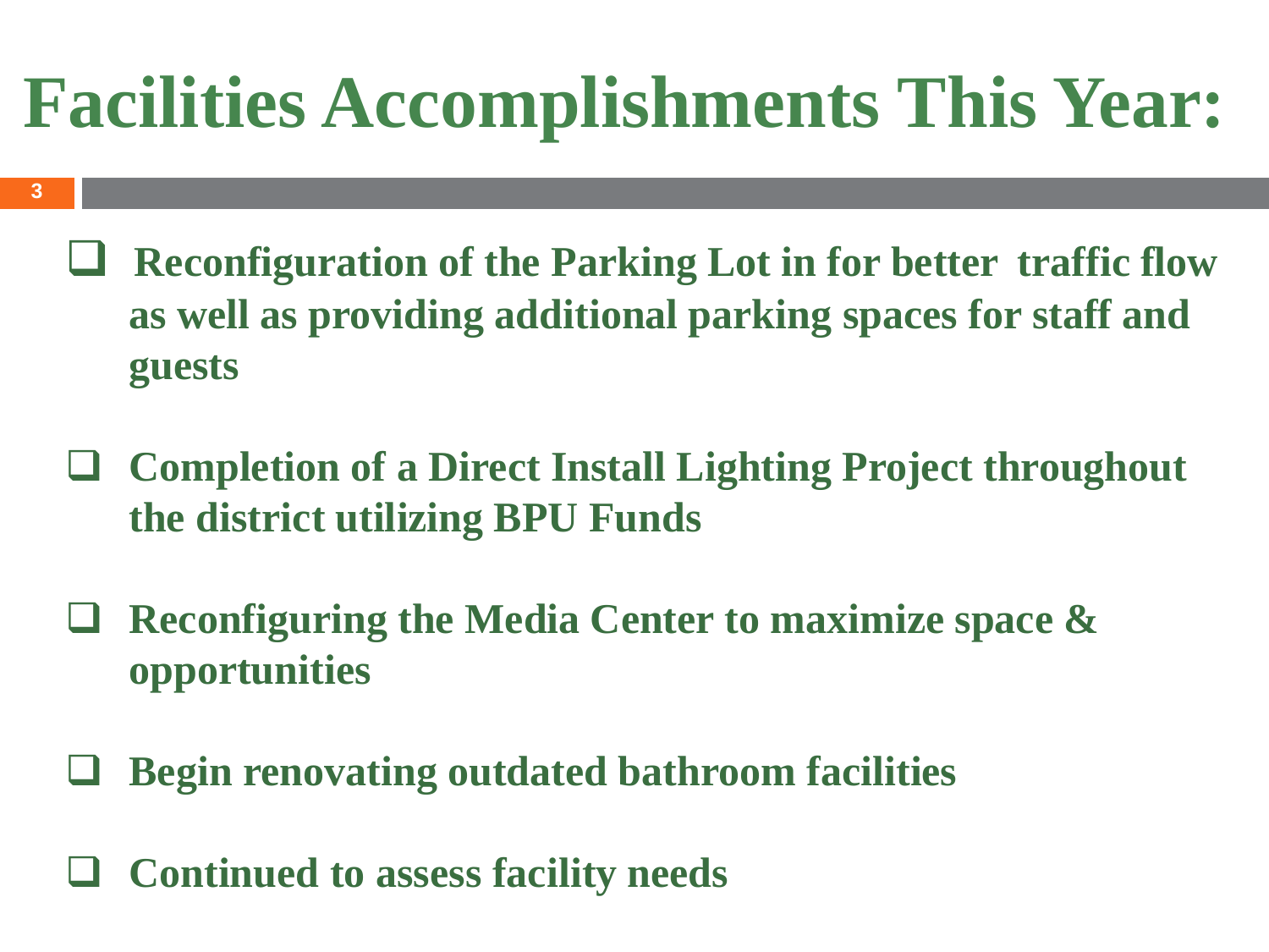# Facilities Accomplishments This Year:

- Reconfiguration of the Parking Lot in for better traffic flow as well as providing additional parking spaces for staff and guests
- Completion of a Direct Install Lighting Project throughout the district utilizing BPU Funds
- Reconfiguring the Media Center to maximize space & opportunities
- Begin renovating outdated bathroom facilities
- Continued to assess facility needs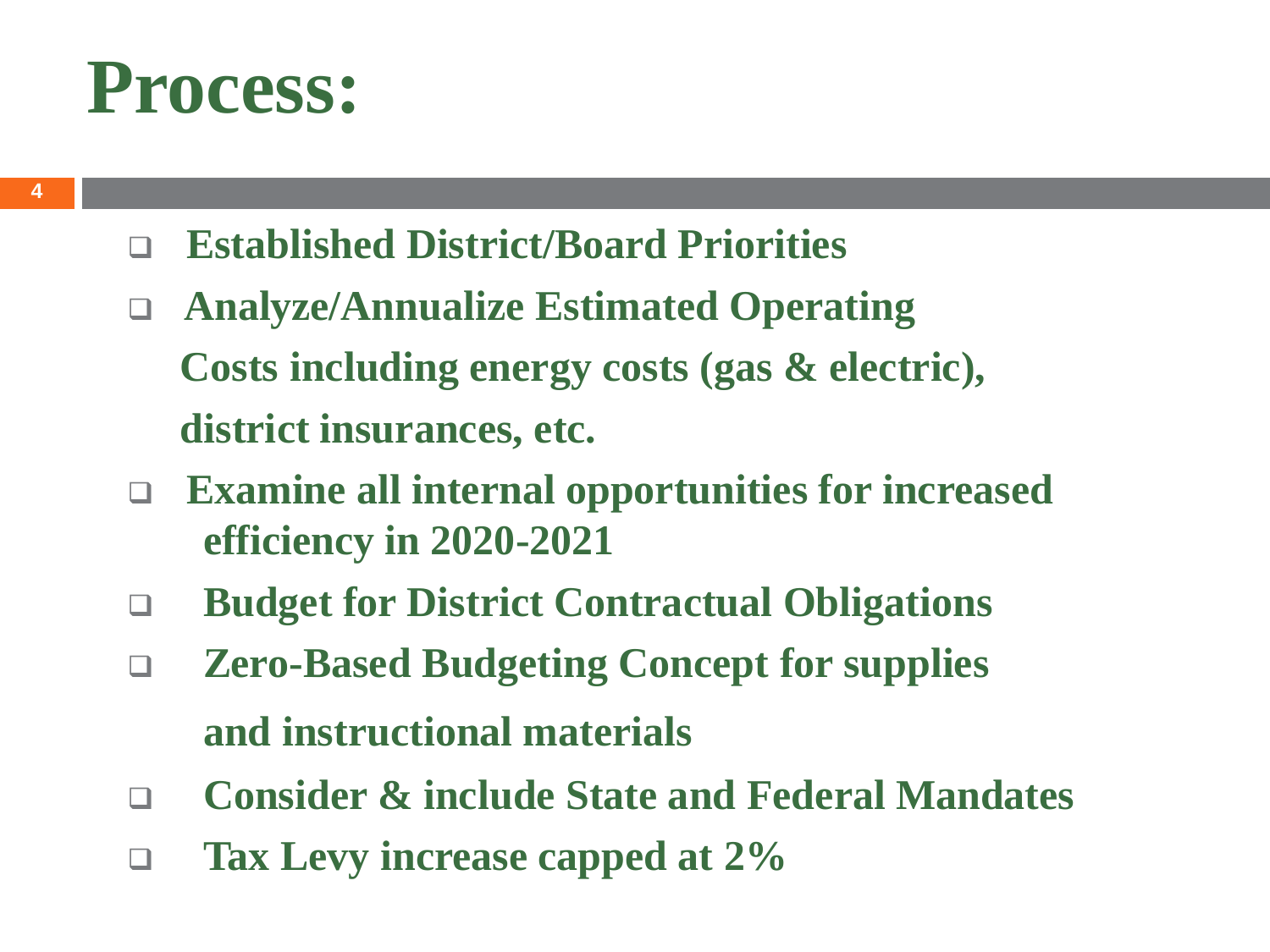# Process:

- Established District/Board Priorities
- Analyze/Annualize Estimated Operating Costs including energy costs (gas & electric), district insurances, etc.
- Examine all internal opportunities for increased efficiency in 2020-2021
- Budget for District Contractual Obligations
- Zero-Based Budgeting Concept for supplies and instructional materials
- Consider & include State and Federal Mandates
- Tax Levy increase capped at 2%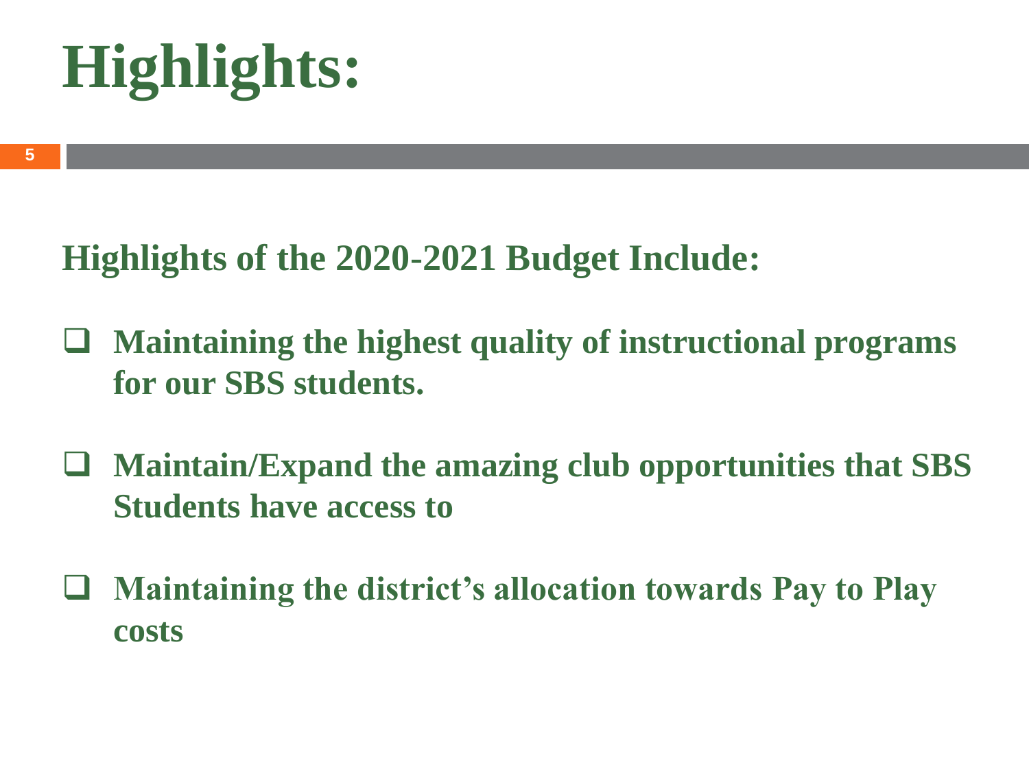# Highlights:

## Highlights of the 2020-2021 Budget Include:

- **Maintaining the highest quality of instructional programs for our SBS students.**
- **Maintain/Expand the amazing club opportunities that SBS Students have access to**
- **Maintaining the district's allocation towards Pay to Play costs**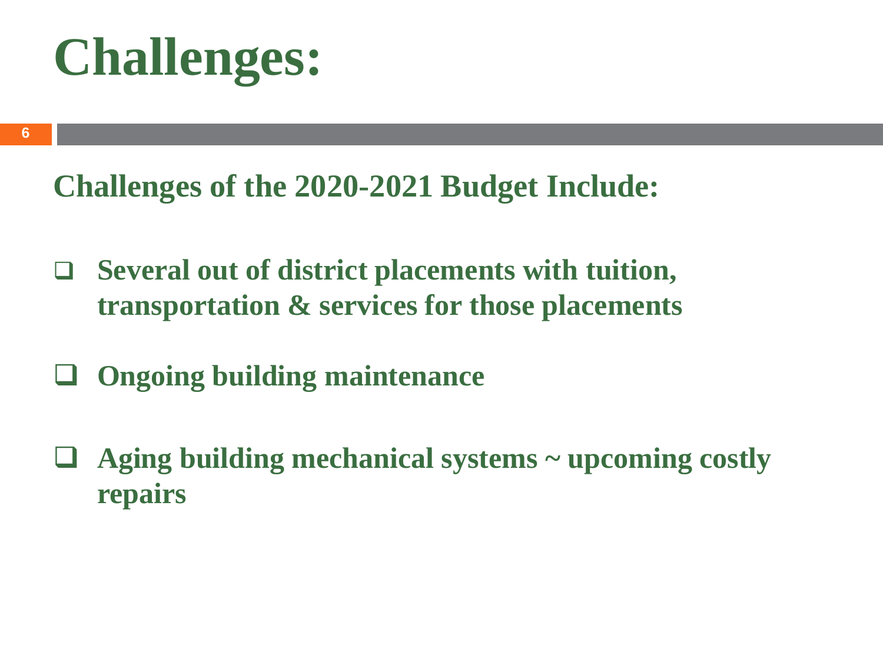# Challenges:

## Challenges of the 2020-2021 Budget Include:

- Several out of district placements with tuition, transportation & services for those placements
- Ongoing building maintenance
- Aging building mechanical systems ~ upcoming costly repairs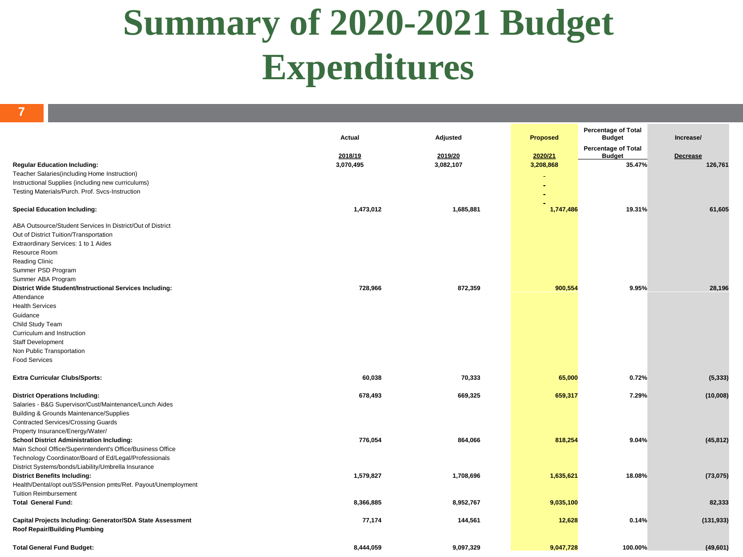# Summary of 2020-2021 Budget Expenditures

| | Actual<br>2018/19 | Adjusted<br>2019/20 | Proposed<br>2020/21 | Percentage of Total Budget<br>Percentage of Total Budget | Increase/<br>Decrease |
|---|---|---|---|---|---|
| **Regular Education Including:** | 3,070,495 | 3,082,107 | 3,208,868 | 35.47% | 126,761 |
| Teacher Salaries(including Home Instruction) | | | - | | |
| Instructional Supplies (including new curriculums) | | | - | | |
| Testing Materials/Purch. Prof. Svcs-Instruction | | | - | | |
| **Special Education Including:** | 1,473,012 | 1,685,881 | 1,747,486 | 19.31% | 61,605 |
| ABA Outsource/Student Services In District/Out of District | | | | | |
| Out of District Tuition/Transportation | | | | | |
| Extraordinary Services: 1 to 1 Aides | | | | | |
| Resource Room | | | | | |
| Reading Clinic | | | | | |
| Summer PSD Program | | | | | |
| Summer ABA Program | | | | | |
| **District Wide Student/Instructional Services Including:** | 728,966 | 872,359 | 900,554 | 9.95% | 28,196 |
| Attendance | | | | | |
| Health Services | | | | | |
| Guidance | | | | | |
| Child Study Team | | | | | |
| Curriculum and Instruction | | | | | |
| Staff Development | | | | | |
| Non Public Transportation | | | | | |
| Food Services | | | | | |
| **Extra Curricular Clubs/Sports:** | 60,038 | 70,333 | 65,000 | 0.72% | (5,333) |
| **District Operations Including:** | 678,493 | 669,325 | 659,317 | 7.29% | (10,008) |
| Salaries - B&G Supervisor/Cust/Maintenance/Lunch Aides | | | | | |
| Building & Grounds Maintenance/Supplies | | | | | |
| Contracted Services/Crossing Guards | | | | | |
| Property Insurance/Energy/Water/ | | | | | |
| **School District Administration Including:** | 776,054 | 864,066 | 818,254 | 9.04% | (45,812) |
| Main School Office/Superintendent's Office/Business Office | | | | | |
| Technology Coordinator/Board of Ed/Legal/Professionals | | | | | |
| District Systems/bonds/Liability/Umbrella Insurance | | | | | |
| **District Benefits Including:** | 1,579,827 | 1,708,696 | 1,635,621 | 18.08% | (73,075) |
| Health/Dental/opt out/SS/Pension pmts/Ret. Payout/Unemployment | | | | | |
| Tuition Reimbursement | | | | | |
| **Total General Fund:** | 8,366,885 | 8,952,767 | 9,035,100 | | 82,333 |
| **Capital Projects Including: Generator/SDA State Assessment** | 77,174 | 144,561 | 12,628 | 0.14% | (131,933) |
| **Roof Repair/Building Plumbing** | | | | | |
| **Total General Fund Budget:** | 8,444,059 | 9,097,329 | 9,047,728 | 100.00% | (49,601) |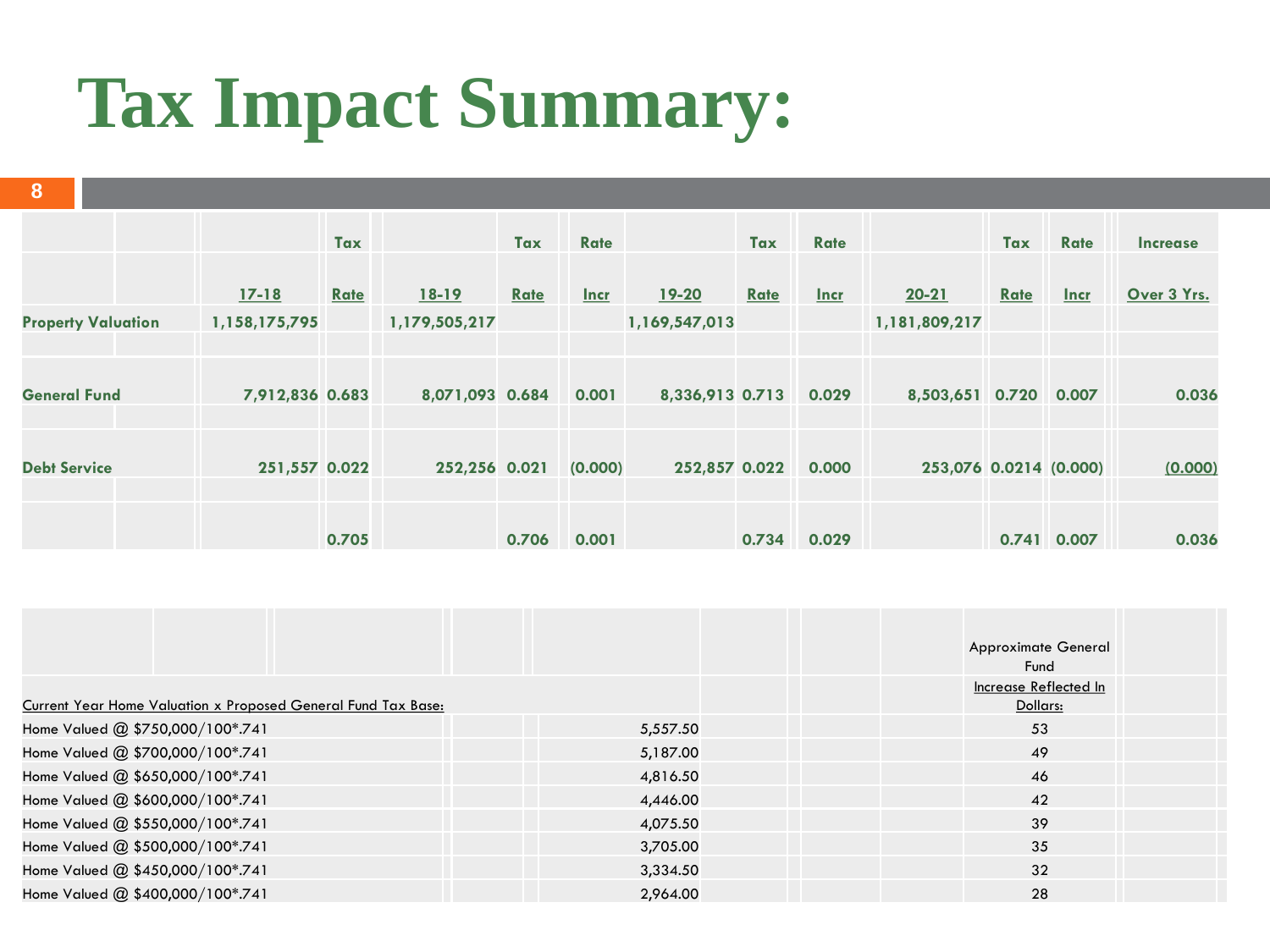# Tax Impact Summary:

| | 17-18 | Tax Rate | 18-19 | Tax Rate | Rate Incr | 19-20 | Tax Rate | Rate Incr | 20-21 | Tax Rate | Rate Incr | Increase Over 3 Yrs. |
|---|---|---|---|---|---|---|---|---|---|---|---|---|
| **Property Valuation** | 1,158,175,795 | | 1,179,505,217 | | | 1,169,547,013 | | | 1,181,809,217 | | | |
| **General Fund** | 7,912,836 | 0.683 | 8,071,093 | 0.684 | 0.001 | 8,336,913 | 0.713 | 0.029 | 8,503,651 | 0.720 | 0.007 | 0.036 |
| **Debt Service** | 251,557 | 0.022 | 252,256 | 0.021 | (0.000) | 252,857 | 0.022 | 0.000 | 253,076 | 0.0214 | (0.000) | (0.000) |
| | | 0.705 | | 0.706 | 0.001 | | 0.734 | 0.029 | | 0.741 | 0.007 | 0.036 |

| Current Year Home Valuation x Proposed General Fund Tax Base: | | Approximate General Fund Increase Reflected In Dollars: |
|---|---|---|
| Home Valued @ $750,000/100*.741 | 5,557.50 | 53 |
| Home Valued @ $700,000/100*.741 | 5,187.00 | 49 |
| Home Valued @ $650,000/100*.741 | 4,816.50 | 46 |
| Home Valued @ $600,000/100*.741 | 4,446.00 | 42 |
| Home Valued @ $550,000/100*.741 | 4,075.50 | 39 |
| Home Valued @ $500,000/100*.741 | 3,705.00 | 35 |
| Home Valued @ $450,000/100*.741 | 3,334.50 | 32 |
| Home Valued @ $400,000/100*.741 | 2,964.00 | 28 |